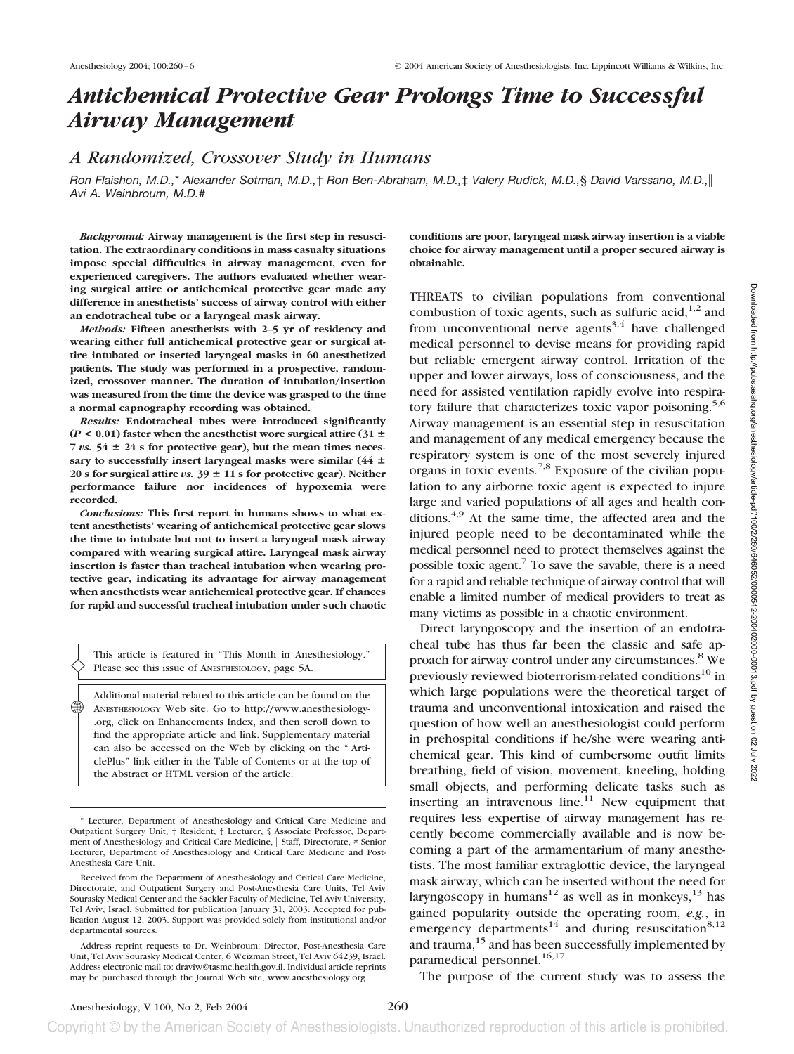# Antichemical Protective Gear Prolongs Time to Successful Airway Management

## A Randomized, Crossover Study in Humans

*Ron Flaishon, M.D.,\* Alexander Sotman, M.D.,† Ron Ben-Abraham, M.D.,‡ Valery Rudick, M.D.,§ David Varssano, M.D.,‖ Avi A. Weinbroum, M.D.#*

***Background:*** **Airway management is the first step in resuscitation. The extraordinary conditions in mass casualty situations impose special difficulties in airway management, even for experienced caregivers. The authors evaluated whether wearing surgical attire or antichemical protective gear made any difference in anesthetists' success of airway control with either an endotracheal tube or a laryngeal mask airway.**

***Methods:*** **Fifteen anesthetists with 2–5 yr of residency and wearing either full antichemical protective gear or surgical attire intubated or inserted laryngeal masks in 60 anesthetized patients. The study was performed in a prospective, randomized, crossover manner. The duration of intubation/insertion was measured from the time the device was grasped to the time a normal capnography recording was obtained.**

***Results:*** **Endotracheal tubes were introduced significantly ($P < 0.01$) faster when the anesthetist wore surgical attire (31 ± 7 *vs.* 54 ± 24 s for protective gear), but the mean times necessary to successfully insert laryngeal masks were similar (44 ± 20 s for surgical attire *vs.* 39 ± 11 s for protective gear). Neither performance failure nor incidences of hypoxemia were recorded.**

***Conclusions:*** **This first report in humans shows to what extent anesthetists' wearing of antichemical protective gear slows the time to intubate but not to insert a laryngeal mask airway compared with wearing surgical attire. Laryngeal mask airway insertion is faster than tracheal intubation when wearing protective gear, indicating its advantage for airway management when anesthetists wear antichemical protective gear. If chances for rapid and successful tracheal intubation under such chaotic conditions are poor, laryngeal mask airway insertion is a viable choice for airway management until a proper secured airway is obtainable.**

This article is featured in "This Month in Anesthesiology." Please see this issue of ANESTHESIOLOGY, page 5A.

Additional material related to this article can be found on the ANESTHESIOLOGY Web site. Go to http://www.anesthesiology.org, click on Enhancements Index, and then scroll down to find the appropriate article and link. Supplementary material can also be accessed on the Web by clicking on the "ArticlePlus" link either in the Table of Contents or at the top of the Abstract or HTML version of the article.

THREATS to civilian populations from conventional combustion of toxic agents, such as sulfuric acid,[1,2] and from unconventional nerve agents[3,4] have challenged medical personnel to devise means for providing rapid but reliable emergent airway control. Irritation of the upper and lower airways, loss of consciousness, and the need for assisted ventilation rapidly evolve into respiratory failure that characterizes toxic vapor poisoning.[5,6] Airway management is an essential step in resuscitation and management of any medical emergency because the respiratory system is one of the most severely injured organs in toxic events.[7,8] Exposure of the civilian population to any airborne toxic agent is expected to injure large and varied populations of all ages and health conditions.[4,9] At the same time, the affected area and the injured people need to be decontaminated while the medical personnel need to protect themselves against the possible toxic agent.[7] To save the savable, there is a need for a rapid and reliable technique of airway control that will enable a limited number of medical providers to treat as many victims as possible in a chaotic environment.

Direct laryngoscopy and the insertion of an endotracheal tube has thus far been the classic and safe approach for airway control under any circumstances.[8] We previously reviewed bioterrorism-related conditions[10] in which large populations were the theoretical target of trauma and unconventional intoxication and raised the question of how well an anesthesiologist could perform in prehospital conditions if he/she were wearing antichemical gear. This kind of cumbersome outfit limits breathing, field of vision, movement, kneeling, holding small objects, and performing delicate tasks such as inserting an intravenous line.[11] New equipment that requires less expertise of airway management has recently become commercially available and is now becoming a part of the armamentarium of many anesthetists. The most familiar extraglottic device, the laryngeal mask airway, which can be inserted without the need for laryngoscopy in humans[12] as well as in monkeys,[13] has gained popularity outside the operating room, *e.g.*, in emergency departments[14] and during resuscitation[8,12] and trauma,[15] and has been successfully implemented by paramedical personnel.[16,17]

The purpose of the current study was to assess the

\* Lecturer, Department of Anesthesiology and Critical Care Medicine and Outpatient Surgery Unit, † Resident, ‡ Lecturer, § Associate Professor, Department of Anesthesiology and Critical Care Medicine, ‖ Staff, Directorate, # Senior Lecturer, Department of Anesthesiology and Critical Care Medicine and Post-Anesthesia Care Unit.

Received from the Department of Anesthesiology and Critical Care Medicine, Directorate, and Outpatient Surgery and Post-Anesthesia Care Units, Tel Aviv Sourasky Medical Center and the Sackler Faculty of Medicine, Tel Aviv University, Tel Aviv, Israel. Submitted for publication January 31, 2003. Accepted for publication August 12, 2003. Support was provided solely from institutional and/or departmental sources.

Address reprint requests to Dr. Weinbroum: Director, Post-Anesthesia Care Unit, Tel Aviv Sourasky Medical Center, 6 Weizman Street, Tel Aviv 64239, Israel. Address electronic mail to: draviw@tasmc.health.gov.il. Individual article reprints may be purchased through the Journal Web site, www.anesthesiology.org.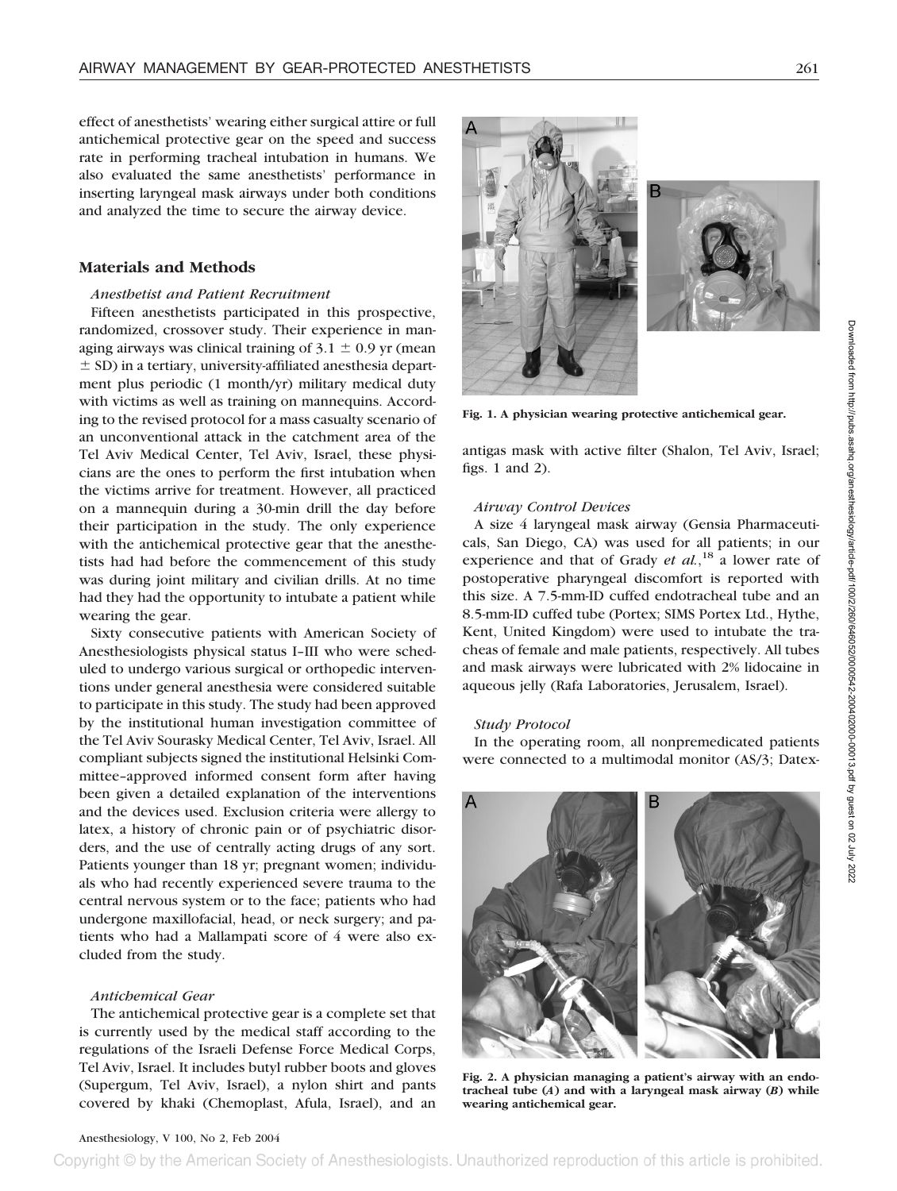effect of anesthetists' wearing either surgical attire or full antichemical protective gear on the speed and success rate in performing tracheal intubation in humans. We also evaluated the same anesthetists' performance in inserting laryngeal mask airways under both conditions and analyzed the time to secure the airway device.

## Materials and Methods

### *Anesthetist and Patient Recruitment*

Fifteen anesthetists participated in this prospective, randomized, crossover study. Their experience in managing airways was clinical training of 3.1 ± 0.9 yr (mean ± SD) in a tertiary, university-affiliated anesthesia department plus periodic (1 month/yr) military medical duty with victims as well as training on mannequins. According to the revised protocol for a mass casualty scenario of an unconventional attack in the catchment area of the Tel Aviv Medical Center, Tel Aviv, Israel, these physicians are the ones to perform the first intubation when the victims arrive for treatment. However, all practiced on a mannequin during a 30-min drill the day before their participation in the study. The only experience with the antichemical protective gear that the anesthetists had had before the commencement of this study was during joint military and civilian drills. At no time had they had the opportunity to intubate a patient while wearing the gear.

Sixty consecutive patients with American Society of Anesthesiologists physical status I–III who were scheduled to undergo various surgical or orthopedic interventions under general anesthesia were considered suitable to participate in this study. The study had been approved by the institutional human investigation committee of the Tel Aviv Sourasky Medical Center, Tel Aviv, Israel. All compliant subjects signed the institutional Helsinki Committee–approved informed consent form after having been given a detailed explanation of the interventions and the devices used. Exclusion criteria were allergy to latex, a history of chronic pain or of psychiatric disorders, and the use of centrally acting drugs of any sort. Patients younger than 18 yr; pregnant women; individuals who had recently experienced severe trauma to the central nervous system or to the face; patients who had undergone maxillofacial, head, or neck surgery; and patients who had a Mallampati score of 4 were also excluded from the study.

### *Antichemical Gear*

The antichemical protective gear is a complete set that is currently used by the medical staff according to the regulations of the Israeli Defense Force Medical Corps, Tel Aviv, Israel. It includes butyl rubber boots and gloves (Supergum, Tel Aviv, Israel), a nylon shirt and pants covered by khaki (Chemoplast, Afula, Israel), and an antigas mask with active filter (Shalon, Tel Aviv, Israel; figs. 1 and 2).

**Fig. 1. A physician wearing protective antichemical gear.**

### *Airway Control Devices*

A size 4 laryngeal mask airway (Gensia Pharmaceuticals, San Diego, CA) was used for all patients; in our experience and that of Grady *et al.*,[18] a lower rate of postoperative pharyngeal discomfort is reported with this size. A 7.5-mm-ID cuffed endotracheal tube and an 8.5-mm-ID cuffed tube (Portex; SIMS Portex Ltd., Hythe, Kent, United Kingdom) were used to intubate the tracheas of female and male patients, respectively. All tubes and mask airways were lubricated with 2% lidocaine in aqueous jelly (Rafa Laboratories, Jerusalem, Israel).

### *Study Protocol*

In the operating room, all nonpremedicated patients were connected to a multimodal monitor (AS/3; Datex-

**Fig. 2. A physician managing a patient's airway with an endotracheal tube (*A*) and with a laryngeal mask airway (*B*) while wearing antichemical gear.**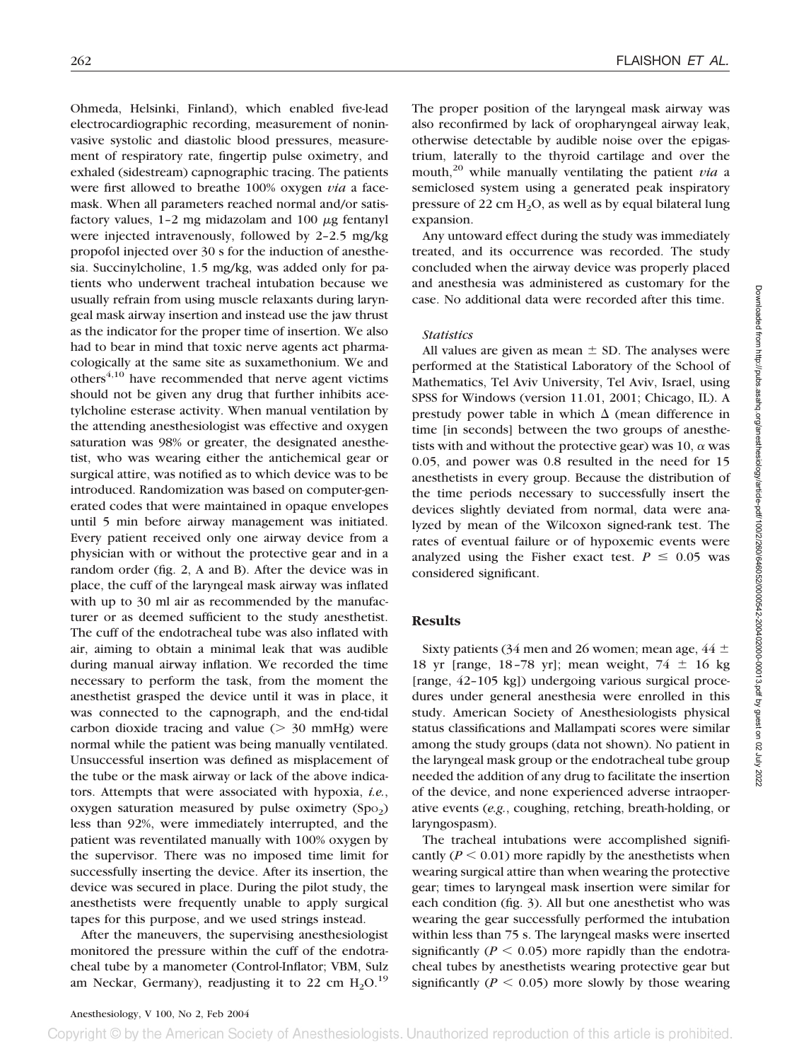Ohmeda, Helsinki, Finland), which enabled five-lead electrocardiographic recording, measurement of noninvasive systolic and diastolic blood pressures, measurement of respiratory rate, fingertip pulse oximetry, and exhaled (sidestream) capnographic tracing. The patients were first allowed to breathe 100% oxygen *via* a facemask. When all parameters reached normal and/or satisfactory values, 1–2 mg midazolam and 100 $\mu$g fentanyl were injected intravenously, followed by 2–2.5 mg/kg propofol injected over 30 s for the induction of anesthesia. Succinylcholine, 1.5 mg/kg, was added only for patients who underwent tracheal intubation because we usually refrain from using muscle relaxants during laryngeal mask airway insertion and instead use the jaw thrust as the indicator for the proper time of insertion. We also had to bear in mind that toxic nerve agents act pharmacologically at the same site as suxamethonium. We and others[4,10] have recommended that nerve agent victims should not be given any drug that further inhibits acetylcholine esterase activity. When manual ventilation by the attending anesthesiologist was effective and oxygen saturation was 98% or greater, the designated anesthetist, who was wearing either the antichemical gear or surgical attire, was notified as to which device was to be introduced. Randomization was based on computer-generated codes that were maintained in opaque envelopes until 5 min before airway management was initiated. Every patient received only one airway device from a physician with or without the protective gear and in a random order (fig. 2, A and B). After the device was in place, the cuff of the laryngeal mask airway was inflated with up to 30 ml air as recommended by the manufacturer or as deemed sufficient to the study anesthetist. The cuff of the endotracheal tube was also inflated with air, aiming to obtain a minimal leak that was audible during manual airway inflation. We recorded the time necessary to perform the task, from the moment the anesthetist grasped the device until it was in place, it was connected to the capnograph, and the end-tidal carbon dioxide tracing and value (> 30 mmHg) were normal while the patient was being manually ventilated. Unsuccessful insertion was defined as misplacement of the tube or the mask airway or lack of the above indicators. Attempts that were associated with hypoxia, *i.e.*, oxygen saturation measured by pulse oximetry ($Sp_{O_2}$) less than 92%, were immediately interrupted, and the patient was reventilated manually with 100% oxygen by the supervisor. There was no imposed time limit for successfully inserting the device. After its insertion, the device was secured in place. During the pilot study, the anesthetists were frequently unable to apply surgical tapes for this purpose, and we used strings instead.

After the maneuvers, the supervising anesthesiologist monitored the pressure within the cuff of the endotracheal tube by a manometer (Control-Inflator; VBM, Sulz am Neckar, Germany), readjusting it to 22 cm $H_2O$.[19] The proper position of the laryngeal mask airway was also reconfirmed by lack of oropharyngeal airway leak, otherwise detectable by audible noise over the epigastrium, laterally to the thyroid cartilage and over the mouth,[20] while manually ventilating the patient *via* a semiclosed system using a generated peak inspiratory pressure of 22 cm $H_2O$, as well as by equal bilateral lung expansion.

Any untoward effect during the study was immediately treated, and its occurrence was recorded. The study concluded when the airway device was properly placed and anesthesia was administered as customary for the case. No additional data were recorded after this time.

### *Statistics*

All values are given as mean ± SD. The analyses were performed at the Statistical Laboratory of the School of Mathematics, Tel Aviv University, Tel Aviv, Israel, using SPSS for Windows (version 11.01, 2001; Chicago, IL). A prestudy power table in which $\Delta$ (mean difference in time [in seconds] between the two groups of anesthetists with and without the protective gear) was 10, $\alpha$ was 0.05, and power was 0.8 resulted in the need for 15 anesthetists in every group. Because the distribution of the time periods necessary to successfully insert the devices slightly deviated from normal, data were analyzed by mean of the Wilcoxon signed-rank test. The rates of eventual failure or of hypoxemic events were analyzed using the Fisher exact test. $P \leq 0.05$ was considered significant.

## Results

Sixty patients (34 men and 26 women; mean age, 44 ± 18 yr [range, 18–78 yr]; mean weight, 74 ± 16 kg [range, 42–105 kg]) undergoing various surgical procedures under general anesthesia were enrolled in this study. American Society of Anesthesiologists physical status classifications and Mallampati scores were similar among the study groups (data not shown). No patient in the laryngeal mask group or the endotracheal tube group needed the addition of any drug to facilitate the insertion of the device, and none experienced adverse intraoperative events (*e.g.*, coughing, retching, breath-holding, or laryngospasm).

The tracheal intubations were accomplished significantly ($P < 0.01$) more rapidly by the anesthetists when wearing surgical attire than when wearing the protective gear; times to laryngeal mask insertion were similar for each condition (fig. 3). All but one anesthetist who was wearing the gear successfully performed the intubation within less than 75 s. The laryngeal masks were inserted significantly ($P < 0.05$) more rapidly than the endotracheal tubes by anesthetists wearing protective gear but significantly ($P < 0.05$) more slowly by those wearing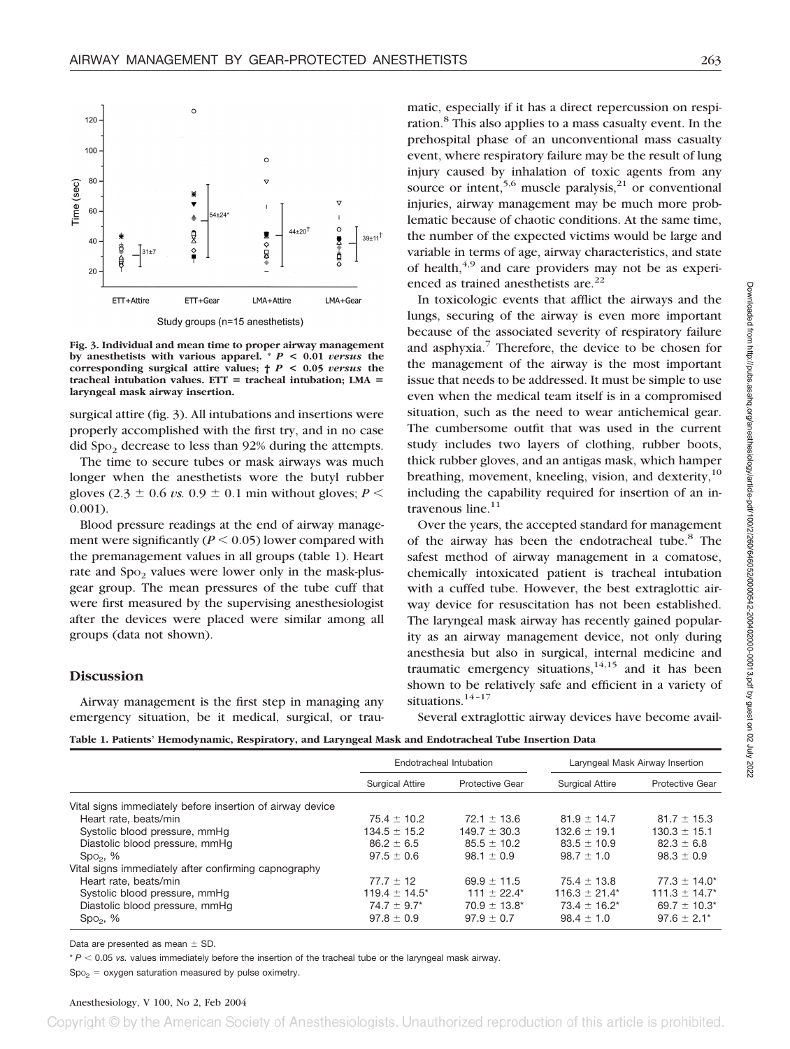Fig. 3. Individual and mean time to proper airway management by anesthetists with various apparel. * $P < 0.01$ *versus* the corresponding surgical attire values; † $P < 0.05$ *versus* the tracheal intubation values. ETT = tracheal intubation; LMA = laryngeal mask airway insertion.

surgical attire (fig. 3). All intubations and insertions were properly accomplished with the first try, and in no case did $Sp_{O_2}$ decrease to less than 92% during the attempts.

The time to secure tubes or mask airways was much longer when the anesthetists wore the butyl rubber gloves (2.3 ± 0.6 *vs.* 0.9 ± 0.1 min without gloves; $P < 0.001$).

Blood pressure readings at the end of airway management were significantly ($P < 0.05$) lower compared with the premanagement values in all groups (table 1). Heart rate and $Sp_{O_2}$ values were lower only in the mask-plus-gear group. The mean pressures of the tube cuff that were first measured by the supervising anesthesiologist after the devices were placed were similar among all groups (data not shown).

## Discussion

Airway management is the first step in managing any emergency situation, be it medical, surgical, or traumatic, especially if it has a direct repercussion on respiration.[8] This also applies to a mass casualty event. In the prehospital phase of an unconventional mass casualty event, where respiratory failure may be the result of lung injury caused by inhalation of toxic agents from any source or intent,[5,6] muscle paralysis,[21] or conventional injuries, airway management may be much more problematic because of chaotic conditions. At the same time, the number of the expected victims would be large and variable in terms of age, airway characteristics, and state of health,[4,9] and care providers may not be as experienced as trained anesthetists are.[22]

In toxicologic events that afflict the airways and the lungs, securing of the airway is even more important because of the associated severity of respiratory failure and asphyxia.[7] Therefore, the device to be chosen for the management of the airway is the most important issue that needs to be addressed. It must be simple to use even when the medical team itself is in a compromised situation, such as the need to wear antichemical gear. The cumbersome outfit that was used in the current study includes two layers of clothing, rubber boots, thick rubber gloves, and an antigas mask, which hamper breathing, movement, kneeling, vision, and dexterity,[10] including the capability required for insertion of an intravenous line.[11]

Over the years, the accepted standard for management of the airway has been the endotracheal tube.[8] The safest method of airway management in a comatose, chemically intoxicated patient is tracheal intubation with a cuffed tube. However, the best extraglottic airway device for resuscitation has not been established. The laryngeal mask airway has recently gained popularity as an airway management device, not only during anesthesia but also in surgical, internal medicine and traumatic emergency situations,[14,15] and it has been shown to be relatively safe and efficient in a variety of situations.[14–17]

Several extraglottic airway devices have become avail-

**Table 1. Patients' Hemodynamic, Respiratory, and Laryngeal Mask and Endotracheal Tube Insertion Data**

| | Endotracheal Intubation | | Laryngeal Mask Airway Insertion | |
|---|---|---|---|---|
| | Surgical Attire | Protective Gear | Surgical Attire | Protective Gear |
| Vital signs immediately before insertion of airway device | | | | |
| Heart rate, beats/min | 75.4 ± 10.2 | 72.1 ± 13.6 | 81.9 ± 14.7 | 81.7 ± 15.3 |
| Systolic blood pressure, mmHg | 134.5 ± 15.2 | 149.7 ± 30.3 | 132.6 ± 19.1 | 130.3 ± 15.1 |
| Diastolic blood pressure, mmHg | 86.2 ± 6.5 | 85.5 ± 10.2 | 83.5 ± 10.9 | 82.3 ± 6.8 |
| $Sp_{O_2}$, % | 97.5 ± 0.6 | 98.1 ± 0.9 | 98.7 ± 1.0 | 98.3 ± 0.9 |
| Vital signs immediately after confirming capnography | | | | |
| Heart rate, beats/min | 77.7 ± 12 | 69.9 ± 11.5 | 75.4 ± 13.8 | 77.3 ± 14.0* |
| Systolic blood pressure, mmHg | 119.4 ± 14.5* | 111 ± 22.4* | 116.3 ± 21.4* | 111.3 ± 14.7* |
| Diastolic blood pressure, mmHg | 74.7 ± 9.7* | 70.9 ± 13.8* | 73.4 ± 16.2* | 69.7 ± 10.3* |
| $Sp_{O_2}$, % | 97.8 ± 0.9 | 97.9 ± 0.7 | 98.4 ± 1.0 | 97.6 ± 2.1* |

Data are presented as mean ± SD.

* $P < 0.05$ *vs.* values immediately before the insertion of the tracheal tube or the laryngeal mask airway.

$Sp_{O_2}$ = oxygen saturation measured by pulse oximetry.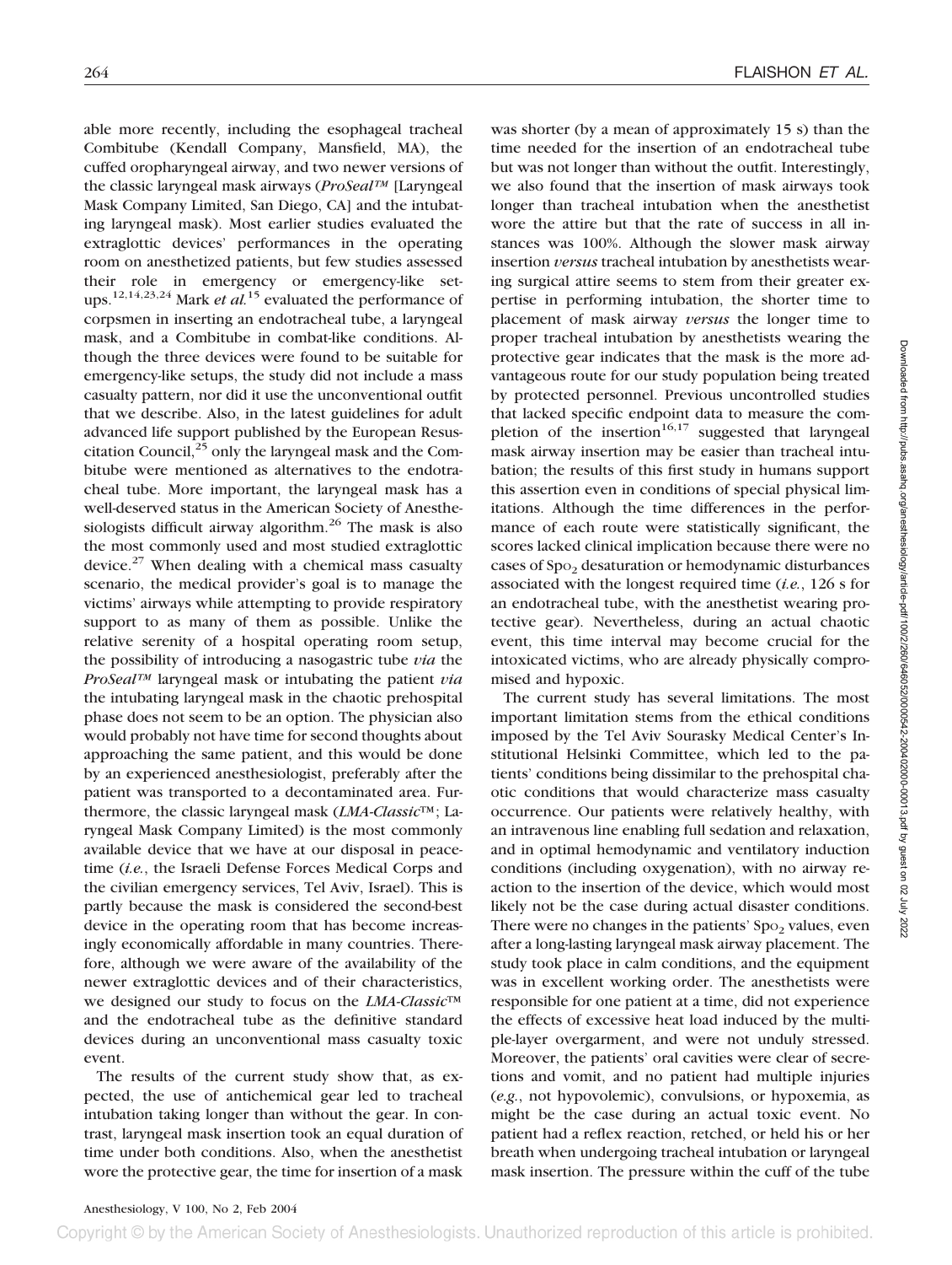able more recently, including the esophageal tracheal Combitube (Kendall Company, Mansfield, MA), the cuffed oropharyngeal airway, and two newer versions of the classic laryngeal mask airways (*ProSeal™* [Laryngeal Mask Company Limited, San Diego, CA] and the intubating laryngeal mask). Most earlier studies evaluated the extraglottic devices' performances in the operating room on anesthetized patients, but few studies assessed their role in emergency or emergency-like setups.[12,14,23,24] Mark *et al.*[15] evaluated the performance of corpsmen in inserting an endotracheal tube, a laryngeal mask, and a Combitube in combat-like conditions. Although the three devices were found to be suitable for emergency-like setups, the study did not include a mass casualty pattern, nor did it use the unconventional outfit that we describe. Also, in the latest guidelines for adult advanced life support published by the European Resuscitation Council,[25] only the laryngeal mask and the Combitube were mentioned as alternatives to the endotracheal tube. More important, the laryngeal mask has a well-deserved status in the American Society of Anesthesiologists difficult airway algorithm.[26] The mask is also the most commonly used and most studied extraglottic device.[27] When dealing with a chemical mass casualty scenario, the medical provider's goal is to manage the victims' airways while attempting to provide respiratory support to as many of them as possible. Unlike the relative serenity of a hospital operating room setup, the possibility of introducing a nasogastric tube *via* the *ProSeal™* laryngeal mask or intubating the patient *via* the intubating laryngeal mask in the chaotic prehospital phase does not seem to be an option. The physician also would probably not have time for second thoughts about approaching the same patient, and this would be done by an experienced anesthesiologist, preferably after the patient was transported to a decontaminated area. Furthermore, the classic laryngeal mask (*LMA-Classic™*; Laryngeal Mask Company Limited) is the most commonly available device that we have at our disposal in peacetime (*i.e.*, the Israeli Defense Forces Medical Corps and the civilian emergency services, Tel Aviv, Israel). This is partly because the mask is considered the second-best device in the operating room that has become increasingly economically affordable in many countries. Therefore, although we were aware of the availability of the newer extraglottic devices and of their characteristics, we designed our study to focus on the *LMA-Classic™* and the endotracheal tube as the definitive standard devices during an unconventional mass casualty toxic event.

The results of the current study show that, as expected, the use of antichemical gear led to tracheal intubation taking longer than without the gear. In contrast, laryngeal mask insertion took an equal duration of time under both conditions. Also, when the anesthetist wore the protective gear, the time for insertion of a mask was shorter (by a mean of approximately 15 s) than the time needed for the insertion of an endotracheal tube but was not longer than without the outfit. Interestingly, we also found that the insertion of mask airways took longer than tracheal intubation when the anesthetist wore the attire but that the rate of success in all instances was 100%. Although the slower mask airway insertion *versus* tracheal intubation by anesthetists wearing surgical attire seems to stem from their greater expertise in performing intubation, the shorter time to placement of mask airway *versus* the longer time to proper tracheal intubation by anesthetists wearing the protective gear indicates that the mask is the more advantageous route for our study population being treated by protected personnel. Previous uncontrolled studies that lacked specific endpoint data to measure the completion of the insertion[16,17] suggested that laryngeal mask airway insertion may be easier than tracheal intubation; the results of this first study in humans support this assertion even in conditions of special physical limitations. Although the time differences in the performance of each route were statistically significant, the scores lacked clinical implication because there were no cases of $Sp_{O_2}$ desaturation or hemodynamic disturbances associated with the longest required time (*i.e.*, 126 s for an endotracheal tube, with the anesthetist wearing protective gear). Nevertheless, during an actual chaotic event, this time interval may become crucial for the intoxicated victims, who are already physically compromised and hypoxic.

The current study has several limitations. The most important limitation stems from the ethical conditions imposed by the Tel Aviv Sourasky Medical Center's Institutional Helsinki Committee, which led to the patients' conditions being dissimilar to the prehospital chaotic conditions that would characterize mass casualty occurrence. Our patients were relatively healthy, with an intravenous line enabling full sedation and relaxation, and in optimal hemodynamic and ventilatory induction conditions (including oxygenation), with no airway reaction to the insertion of the device, which would most likely not be the case during actual disaster conditions. There were no changes in the patients' $Sp_{O_2}$ values, even after a long-lasting laryngeal mask airway placement. The study took place in calm conditions, and the equipment was in excellent working order. The anesthetists were responsible for one patient at a time, did not experience the effects of excessive heat load induced by the multiple-layer overgarment, and were not unduly stressed. Moreover, the patients' oral cavities were clear of secretions and vomit, and no patient had multiple injuries (*e.g.*, not hypovolemic), convulsions, or hypoxemia, as might be the case during an actual toxic event. No patient had a reflex reaction, retched, or held his or her breath when undergoing tracheal intubation or laryngeal mask insertion. The pressure within the cuff of the tube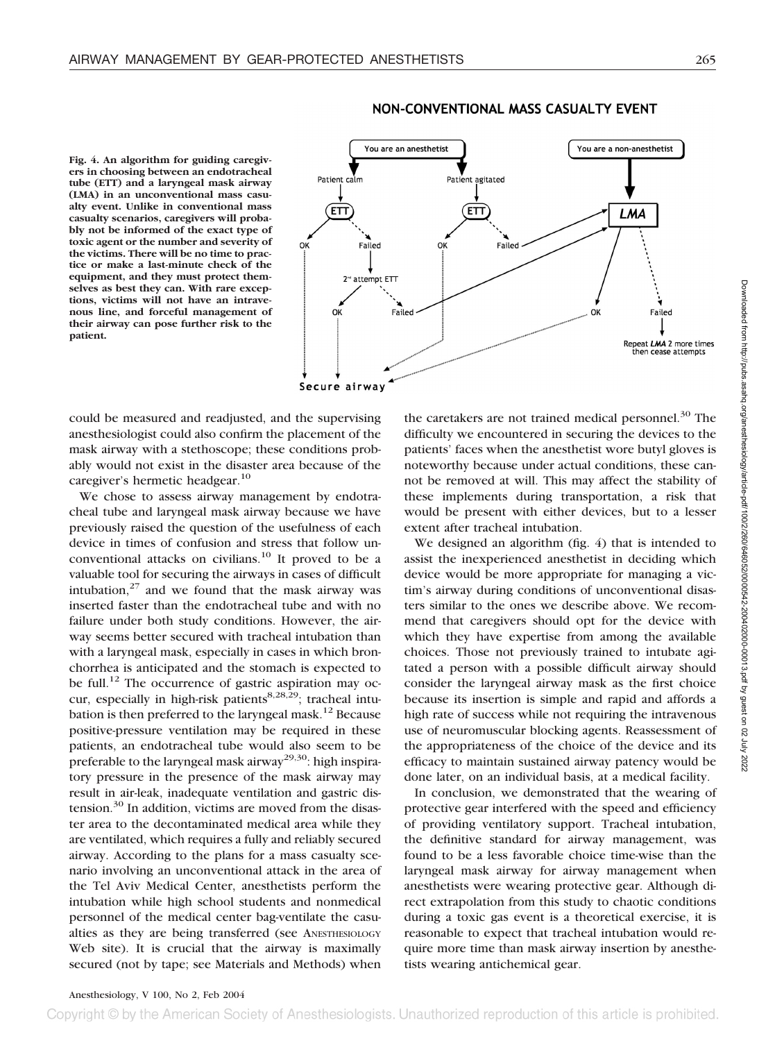Fig. 4. An algorithm for guiding caregivers in choosing between an endotracheal tube (ETT) and a laryngeal mask airway (LMA) in an unconventional mass casualty event. Unlike in conventional mass casualty scenarios, caregivers will probably not be informed of the exact type of toxic agent or the number and severity of the victims. There will be no time to practice or make a last-minute check of the equipment, and they must protect themselves as best they can. With rare exceptions, victims will not have an intravenous line, and forceful management of their airway can pose further risk to the patient.

could be measured and readjusted, and the supervising anesthesiologist could also confirm the placement of the mask airway with a stethoscope; these conditions probably would not exist in the disaster area because of the caregiver's hermetic headgear.[10]

We chose to assess airway management by endotracheal tube and laryngeal mask airway because we have previously raised the question of the usefulness of each device in times of confusion and stress that follow unconventional attacks on civilians.[10] It proved to be a valuable tool for securing the airways in cases of difficult intubation,[27] and we found that the mask airway was inserted faster than the endotracheal tube and with no failure under both study conditions. However, the airway seems better secured with tracheal intubation than with a laryngeal mask, especially in cases in which bronchorrhea is anticipated and the stomach is expected to be full.[12] The occurrence of gastric aspiration may occur, especially in high-risk patients[8,28,29]; tracheal intubation is then preferred to the laryngeal mask.[12] Because positive-pressure ventilation may be required in these patients, an endotracheal tube would also seem to be preferable to the laryngeal mask airway[29,30]: high inspiratory pressure in the presence of the mask airway may result in air-leak, inadequate ventilation and gastric distension.[30] In addition, victims are moved from the disaster area to the decontaminated medical area while they are ventilated, which requires a fully and reliably secured airway. According to the plans for a mass casualty scenario involving an unconventional attack in the area of the Tel Aviv Medical Center, anesthetists perform the intubation while high school students and nonmedical personnel of the medical center bag-ventilate the casualties as they are being transferred (see ANESTHESIOLOGY Web site). It is crucial that the airway is maximally secured (not by tape; see Materials and Methods) when the caretakers are not trained medical personnel.[30] The difficulty we encountered in securing the devices to the patients' faces when the anesthetist wore butyl gloves is noteworthy because under actual conditions, these cannot be removed at will. This may affect the stability of these implements during transportation, a risk that would be present with either devices, but to a lesser extent after tracheal intubation.

We designed an algorithm (fig. 4) that is intended to assist the inexperienced anesthetist in deciding which device would be more appropriate for managing a victim's airway during conditions of unconventional disasters similar to the ones we describe above. We recommend that caregivers should opt for the device with which they have expertise from among the available choices. Those not previously trained to intubate agitated a person with a possible difficult airway should consider the laryngeal airway mask as the first choice because its insertion is simple and rapid and affords a high rate of success while not requiring the intravenous use of neuromuscular blocking agents. Reassessment of the appropriateness of the choice of the device and its efficacy to maintain sustained airway patency would be done later, on an individual basis, at a medical facility.

In conclusion, we demonstrated that the wearing of protective gear interfered with the speed and efficiency of providing ventilatory support. Tracheal intubation, the definitive standard for airway management, was found to be a less favorable choice time-wise than the laryngeal mask airway for airway management when anesthetists were wearing protective gear. Although direct extrapolation from this study to chaotic conditions during a toxic gas event is a theoretical exercise, it is reasonable to expect that tracheal intubation would require more time than mask airway insertion by anesthetists wearing antichemical gear.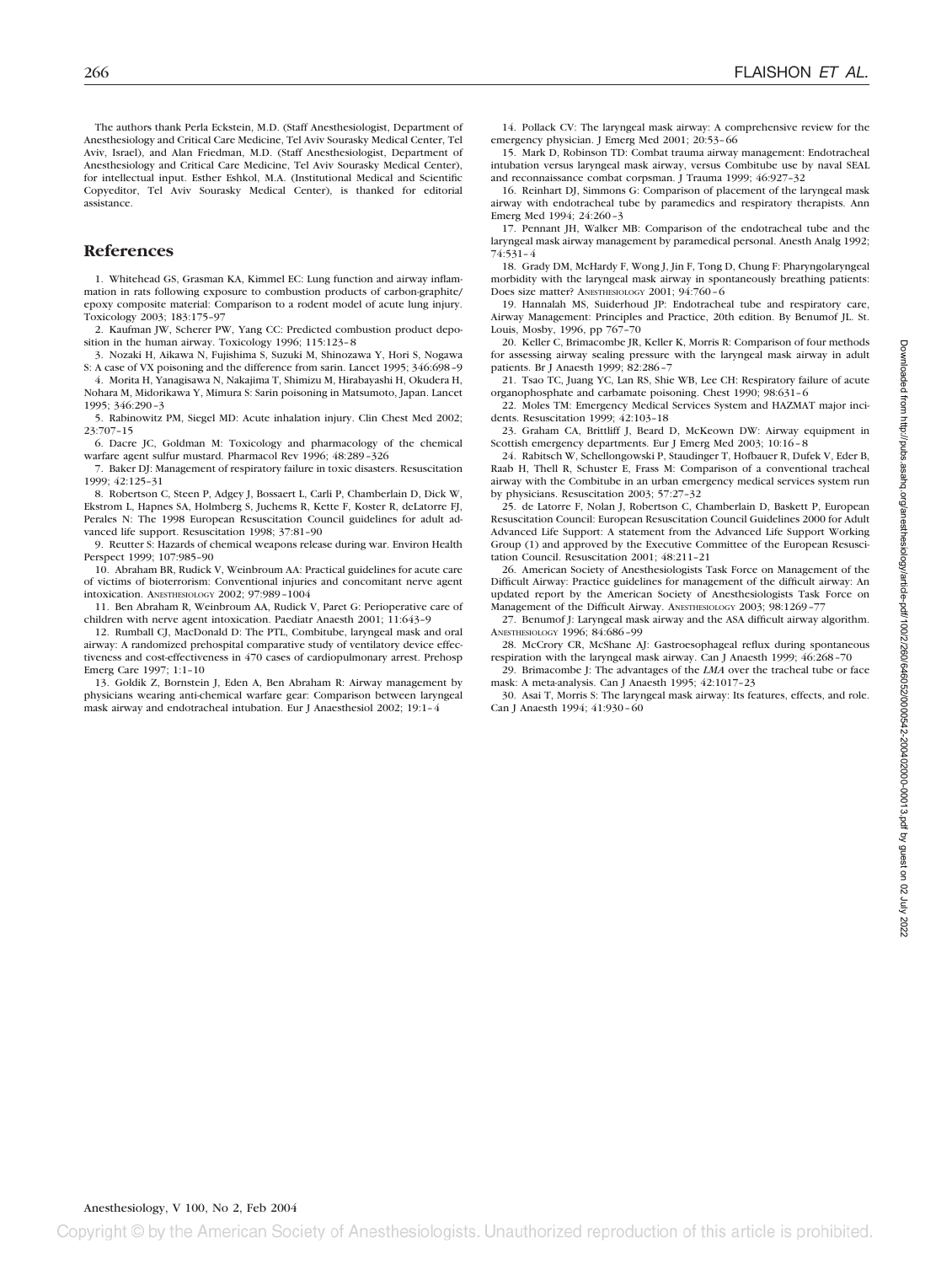The authors thank Perla Eckstein, M.D. (Staff Anesthesiologist, Department of Anesthesiology and Critical Care Medicine, Tel Aviv Sourasky Medical Center, Tel Aviv, Israel), and Alan Friedman, M.D. (Staff Anesthesiologist, Department of Anesthesiology and Critical Care Medicine, Tel Aviv Sourasky Medical Center), for intellectual input. Esther Eshkol, M.A. (Institutional Medical and Scientific Copyeditor, Tel Aviv Sourasky Medical Center), is thanked for editorial assistance.

## References

1. Whitehead GS, Grasman KA, Kimmel EC: Lung function and airway inflammation in rats following exposure to combustion products of carbon-graphite/epoxy composite material: Comparison to a rodent model of acute lung injury. Toxicology 2003; 183:175–97
2. Kaufman JW, Scherer PW, Yang CC: Predicted combustion product deposition in the human airway. Toxicology 1996; 115:123–8
3. Nozaki H, Aikawa N, Fujishima S, Suzuki M, Shinozawa Y, Hori S, Nogawa S: A case of VX poisoning and the difference from sarin. Lancet 1995; 346:698–9
4. Morita H, Yanagisawa N, Nakajima T, Shimizu M, Hirabayashi H, Okudera H, Nohara M, Midorikawa Y, Mimura S: Sarin poisoning in Matsumoto, Japan. Lancet 1995; 346:290–3
5. Rabinowitz PM, Siegel MD: Acute inhalation injury. Clin Chest Med 2002; 23:707–15
6. Dacre JC, Goldman M: Toxicology and pharmacology of the chemical warfare agent sulfur mustard. Pharmacol Rev 1996; 48:289–326
7. Baker DJ: Management of respiratory failure in toxic disasters. Resuscitation 1999; 42:125–31
8. Robertson C, Steen P, Adgey J, Bossaert L, Carli P, Chamberlain D, Dick W, Ekstrom L, Hapnes SA, Holmberg S, Juchems R, Kette F, Koster R, deLatorre FJ, Perales N: The 1998 European Resuscitation Council guidelines for adult advanced life support. Resuscitation 1998; 37:81–90
9. Reutter S: Hazards of chemical weapons release during war. Environ Health Perspect 1999; 107:985–90
10. Abraham BR, Rudick V, Weinbroum AA: Practical guidelines for acute care of victims of bioterrorism: Conventional injuries and concomitant nerve agent intoxication. ANESTHESIOLOGY 2002; 97:989–1004
11. Ben Abraham R, Weinbroum AA, Rudick V, Paret G: Perioperative care of children with nerve agent intoxication. Paediatr Anaesth 2001; 11:643–9
12. Rumball CJ, MacDonald D: The PTL, Combitube, laryngeal mask and oral airway: A randomized prehospital comparative study of ventilatory device effectiveness and cost-effectiveness in 470 cases of cardiopulmonary arrest. Prehosp Emerg Care 1997; 1:1–10
13. Goldik Z, Bornstein J, Eden A, Ben Abraham R: Airway management by physicians wearing anti-chemical warfare gear: Comparison between laryngeal mask airway and endotracheal intubation. Eur J Anaesthesiol 2002; 19:1–4
14. Pollack CV: The laryngeal mask airway: A comprehensive review for the emergency physician. J Emerg Med 2001; 20:53–66
15. Mark D, Robinson TD: Combat trauma airway management: Endotracheal intubation versus laryngeal mask airway, versus Combitube use by naval SEAL and reconnaissance combat corpsman. J Trauma 1999; 46:927–32
16. Reinhart DJ, Simmons G: Comparison of placement of the laryngeal mask airway with endotracheal tube by paramedics and respiratory therapists. Ann Emerg Med 1994; 24:260–3
17. Pennant JH, Walker MB: Comparison of the endotracheal tube and the laryngeal mask airway management by paramedical personal. Anesth Analg 1992; 74:531–4
18. Grady DM, McHardy F, Wong J, Jin F, Tong D, Chung F: Pharyngolaryngeal morbidity with the laryngeal mask airway in spontaneously breathing patients: Does size matter? ANESTHESIOLOGY 2001; 94:760–6
19. Hannalah MS, Suiderhoud JP: Endotracheal tube and respiratory care, Airway Management: Principles and Practice, 20th edition. By Benumof JL. St. Louis, Mosby, 1996, pp 767–70
20. Keller C, Brimacombe JR, Keller K, Morris R: Comparison of four methods for assessing airway sealing pressure with the laryngeal mask airway in adult patients. Br J Anaesth 1999; 82:286–7
21. Tsao TC, Juang YC, Lan RS, Shie WB, Lee CH: Respiratory failure of acute organophosphate and carbamate poisoning. Chest 1990; 98:631–6
22. Moles TM: Emergency Medical Services System and HAZMAT major incidents. Resuscitation 1999; 42:103–18
23. Graham CA, Brittliff J, Beard D, McKeown DW: Airway equipment in Scottish emergency departments. Eur J Emerg Med 2003; 10:16–8
24. Rabitsch W, Schellongowski P, Staudinger T, Hofbauer R, Dufek V, Eder B, Raab H, Thell R, Schuster E, Frass M: Comparison of a conventional tracheal airway with the Combitube in an urban emergency medical services system run by physicians. Resuscitation 2003; 57:27–32
25. de Latorre F, Nolan J, Robertson C, Chamberlain D, Baskett P, European Resuscitation Council: European Resuscitation Council Guidelines 2000 for Adult Advanced Life Support: A statement from the Advanced Life Support Working Group (1) and approved by the Executive Committee of the European Resuscitation Council. Resuscitation 2001; 48:211–21
26. American Society of Anesthesiologists Task Force on Management of the Difficult Airway: Practice guidelines for management of the difficult airway: An updated report by the American Society of Anesthesiologists Task Force on Management of the Difficult Airway. ANESTHESIOLOGY 2003; 98:1269–77
27. Benumof J: Laryngeal mask airway and the ASA difficult airway algorithm. ANESTHESIOLOGY 1996; 84:686–99
28. McCrory CR, McShane AJ: Gastroesophageal reflux during spontaneous respiration with the laryngeal mask airway. Can J Anaesth 1999; 46:268–70
29. Brimacombe J: The advantages of the *LMA* over the tracheal tube or face mask: A meta-analysis. Can J Anaesth 1995; 42:1017–23
30. Asai T, Morris S: The laryngeal mask airway: Its features, effects, and role. Can J Anaesth 1994; 41:930–60